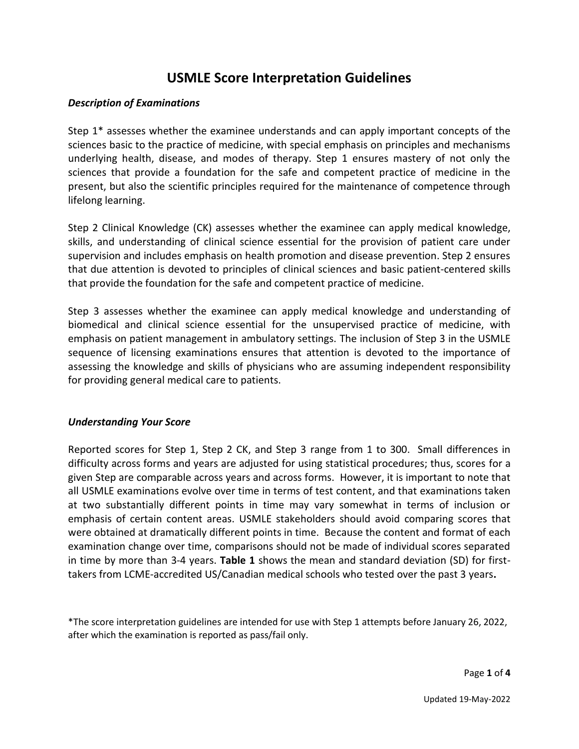# USMLE Score Interpretation Guidelines

### *Description of Examinations*

Step 1* assesses whether the examinee understands and can apply important concepts of the sciences basic to the practice of medicine, with special emphasis on principles and mechanisms underlying health, disease, and modes of therapy. Step 1 ensures mastery of not only the sciences that provide a foundation for the safe and competent practice of medicine in the present, but also the scientific principles required for the maintenance of competence through lifelong learning.

Step 2 Clinical Knowledge (CK) assesses whether the examinee can apply medical knowledge, skills, and understanding of clinical science essential for the provision of patient care under supervision and includes emphasis on health promotion and disease prevention. Step 2 ensures that due attention is devoted to principles of clinical sciences and basic patient-centered skills that provide the foundation for the safe and competent practice of medicine.

Step 3 assesses whether the examinee can apply medical knowledge and understanding of biomedical and clinical science essential for the unsupervised practice of medicine, with emphasis on patient management in ambulatory settings. The inclusion of Step 3 in the USMLE sequence of licensing examinations ensures that attention is devoted to the importance of assessing the knowledge and skills of physicians who are assuming independent responsibility for providing general medical care to patients.

### *Understanding Your Score*

Reported scores for Step 1, Step 2 CK, and Step 3 range from 1 to 300. Small differences in difficulty across forms and years are adjusted for using statistical procedures; thus, scores for a given Step are comparable across years and across forms. However, it is important to note that all USMLE examinations evolve over time in terms of test content, and that examinations taken at two substantially different points in time may vary somewhat in terms of inclusion or emphasis of certain content areas. USMLE stakeholders should avoid comparing scores that were obtained at dramatically different points in time. Because the content and format of each examination change over time, comparisons should not be made of individual scores separated in time by more than 3-4 years. **Table 1** shows the mean and standard deviation (SD) for first-takers from LCME-accredited US/Canadian medical schools who tested over the past 3 years**.**

*The score interpretation guidelines are intended for use with Step 1 attempts before January 26, 2022, after which the examination is reported as pass/fail only.

Updated 19-May-2022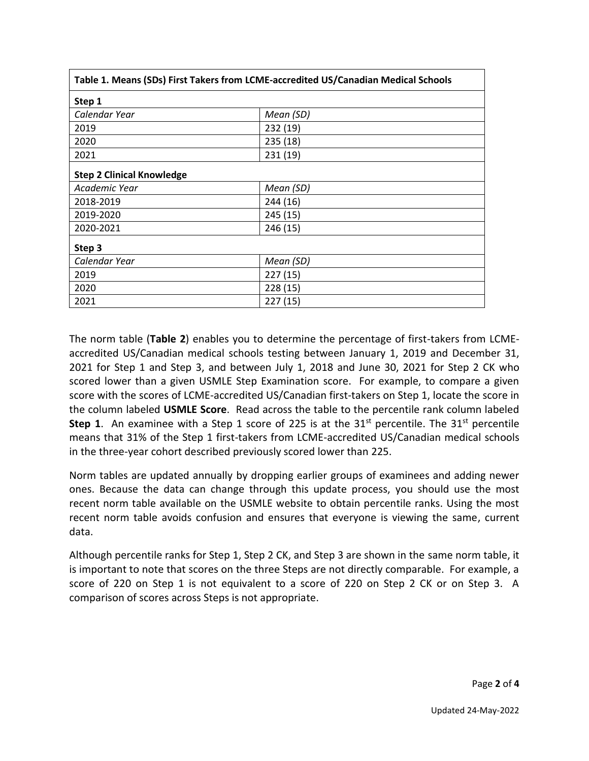| Table 1. Means (SDs) First Takers from LCME-accredited US/Canadian Medical Schools | |
|---|---|
| **Step 1** | |
| *Calendar Year* | *Mean (SD)* |
| 2019 | 232 (19) |
| 2020 | 235 (18) |
| 2021 | 231 (19) |
| **Step 2 Clinical Knowledge** | |
| *Academic Year* | *Mean (SD)* |
| 2018-2019 | 244 (16) |
| 2019-2020 | 245 (15) |
| 2020-2021 | 246 (15) |
| **Step 3** | |
| *Calendar Year* | *Mean (SD)* |
| 2019 | 227 (15) |
| 2020 | 228 (15) |
| 2021 | 227 (15) |

The norm table (**Table 2**) enables you to determine the percentage of first-takers from LCME-accredited US/Canadian medical schools testing between January 1, 2019 and December 31, 2021 for Step 1 and Step 3, and between July 1, 2018 and June 30, 2021 for Step 2 CK who scored lower than a given USMLE Step Examination score. For example, to compare a given score with the scores of LCME-accredited US/Canadian first-takers on Step 1, locate the score in the column labeled **USMLE Score**. Read across the table to the percentile rank column labeled **Step 1**. An examinee with a Step 1 score of 225 is at the 31st percentile. The 31st percentile means that 31% of the Step 1 first-takers from LCME-accredited US/Canadian medical schools in the three-year cohort described previously scored lower than 225.

Norm tables are updated annually by dropping earlier groups of examinees and adding newer ones. Because the data can change through this update process, you should use the most recent norm table available on the USMLE website to obtain percentile ranks. Using the most recent norm table avoids confusion and ensures that everyone is viewing the same, current data.

Although percentile ranks for Step 1, Step 2 CK, and Step 3 are shown in the same norm table, it is important to note that scores on the three Steps are not directly comparable. For example, a score of 220 on Step 1 is not equivalent to a score of 220 on Step 2 CK or on Step 3. A comparison of scores across Steps is not appropriate.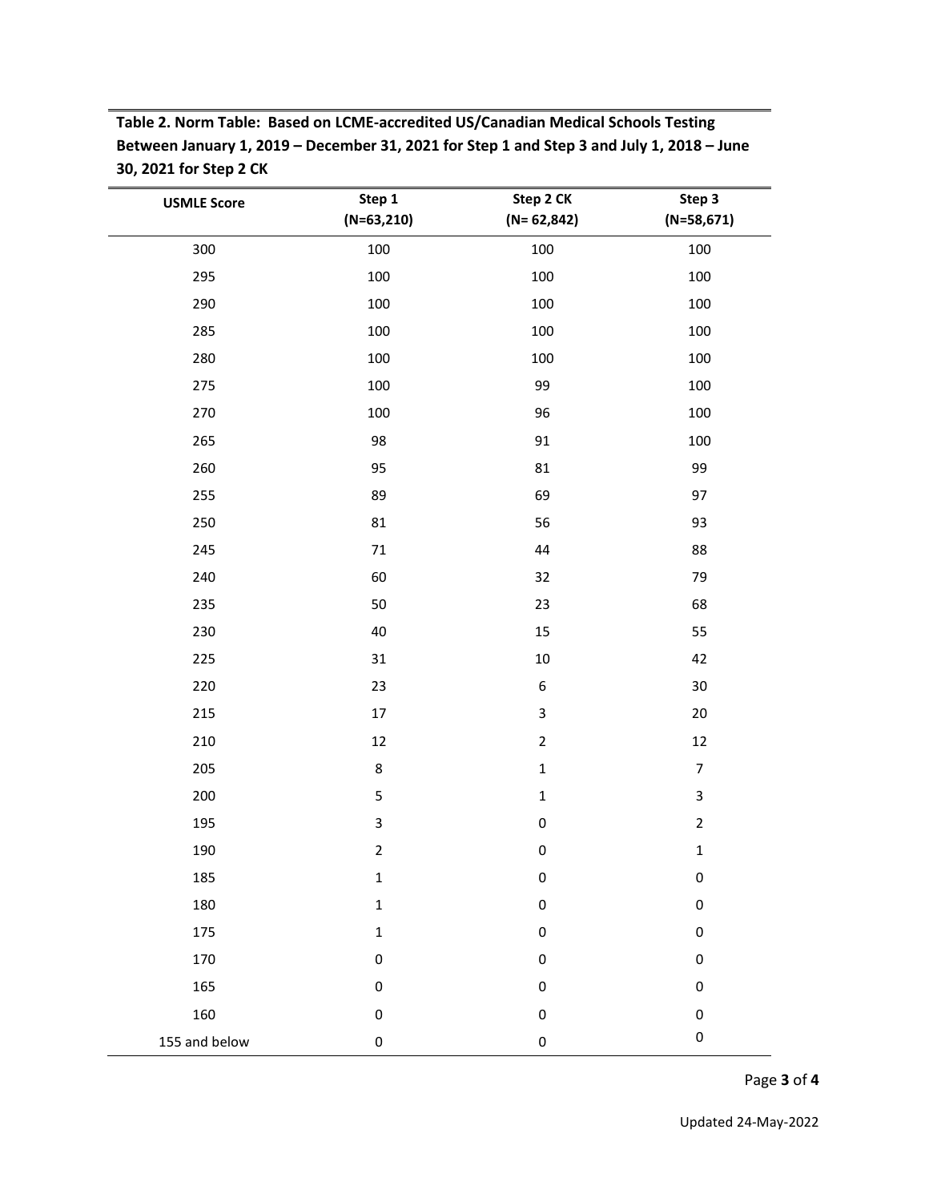**Table 2. Norm Table: Based on LCME-accredited US/Canadian Medical Schools Testing Between January 1, 2019 – December 31, 2021 for Step 1 and Step 3 and July 1, 2018 – June 30, 2021 for Step 2 CK**

| USMLE Score | Step 1 (N=63,210) | Step 2 CK (N= 62,842) | Step 3 (N=58,671) |
|---|---|---|---|
| 300 | 100 | 100 | 100 |
| 295 | 100 | 100 | 100 |
| 290 | 100 | 100 | 100 |
| 285 | 100 | 100 | 100 |
| 280 | 100 | 100 | 100 |
| 275 | 100 | 99 | 100 |
| 270 | 100 | 96 | 100 |
| 265 | 98 | 91 | 100 |
| 260 | 95 | 81 | 99 |
| 255 | 89 | 69 | 97 |
| 250 | 81 | 56 | 93 |
| 245 | 71 | 44 | 88 |
| 240 | 60 | 32 | 79 |
| 235 | 50 | 23 | 68 |
| 230 | 40 | 15 | 55 |
| 225 | 31 | 10 | 42 |
| 220 | 23 | 6 | 30 |
| 215 | 17 | 3 | 20 |
| 210 | 12 | 2 | 12 |
| 205 | 8 | 1 | 7 |
| 200 | 5 | 1 | 3 |
| 195 | 3 | 0 | 2 |
| 190 | 2 | 0 | 1 |
| 185 | 1 | 0 | 0 |
| 180 | 1 | 0 | 0 |
| 175 | 1 | 0 | 0 |
| 170 | 0 | 0 | 0 |
| 165 | 0 | 0 | 0 |
| 160 | 0 | 0 | 0 |
| 155 and below | 0 | 0 | 0 |

Updated 24-May-2022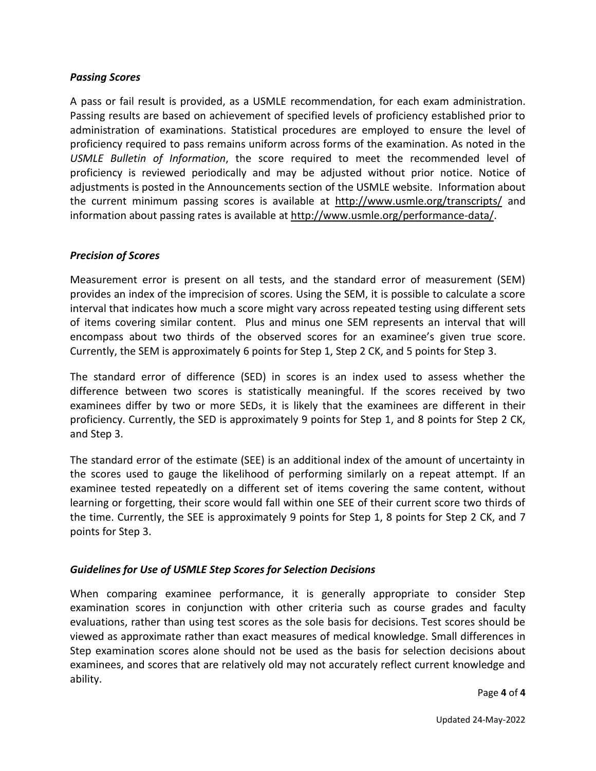### *Passing Scores*

A pass or fail result is provided, as a USMLE recommendation, for each exam administration. Passing results are based on achievement of specified levels of proficiency established prior to administration of examinations. Statistical procedures are employed to ensure the level of proficiency required to pass remains uniform across forms of the examination. As noted in the *USMLE Bulletin of Information*, the score required to meet the recommended level of proficiency is reviewed periodically and may be adjusted without prior notice. Notice of adjustments is posted in the Announcements section of the USMLE website. Information about the current minimum passing scores is available at http://www.usmle.org/transcripts/ and information about passing rates is available at http://www.usmle.org/performance-data/.

### *Precision of Scores*

Measurement error is present on all tests, and the standard error of measurement (SEM) provides an index of the imprecision of scores. Using the SEM, it is possible to calculate a score interval that indicates how much a score might vary across repeated testing using different sets of items covering similar content. Plus and minus one SEM represents an interval that will encompass about two thirds of the observed scores for an examinee's given true score. Currently, the SEM is approximately 6 points for Step 1, Step 2 CK, and 5 points for Step 3.

The standard error of difference (SED) in scores is an index used to assess whether the difference between two scores is statistically meaningful. If the scores received by two examinees differ by two or more SEDs, it is likely that the examinees are different in their proficiency. Currently, the SED is approximately 9 points for Step 1, and 8 points for Step 2 CK, and Step 3.

The standard error of the estimate (SEE) is an additional index of the amount of uncertainty in the scores used to gauge the likelihood of performing similarly on a repeat attempt. If an examinee tested repeatedly on a different set of items covering the same content, without learning or forgetting, their score would fall within one SEE of their current score two thirds of the time. Currently, the SEE is approximately 9 points for Step 1, 8 points for Step 2 CK, and 7 points for Step 3.

### *Guidelines for Use of USMLE Step Scores for Selection Decisions*

When comparing examinee performance, it is generally appropriate to consider Step examination scores in conjunction with other criteria such as course grades and faculty evaluations, rather than using test scores as the sole basis for decisions. Test scores should be viewed as approximate rather than exact measures of medical knowledge. Small differences in Step examination scores alone should not be used as the basis for selection decisions about examinees, and scores that are relatively old may not accurately reflect current knowledge and ability.

Updated 24-May-2022